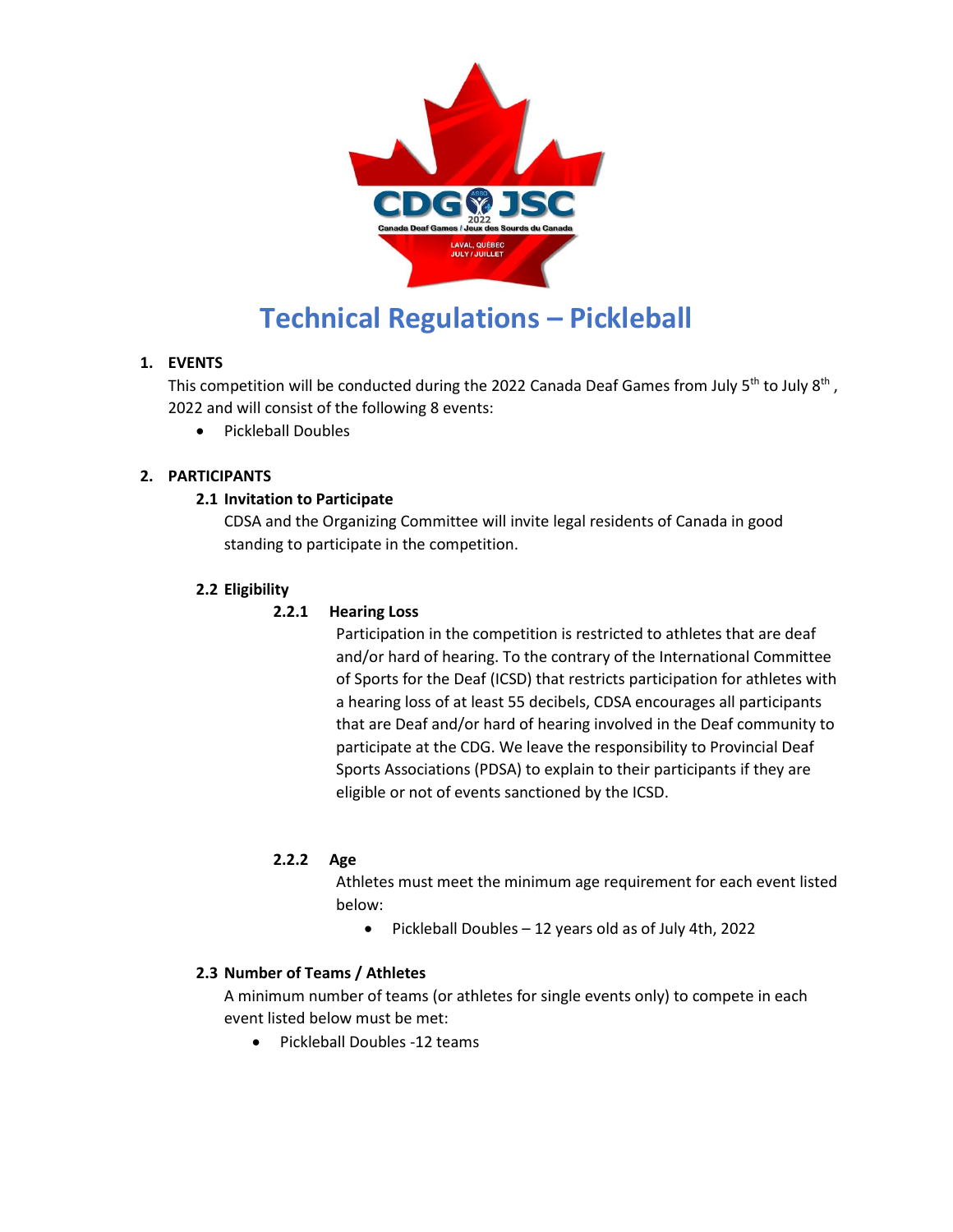# Technical Regulations – Pickleball

## 1. EVENTS

This competition will be conducted during the 2022 Canada Deaf Games from July 5th to July 8th, 2022 and will consist of the following 8 events:

- Pickleball Doubles

## 2. PARTICIPANTS

### 2.1 Invitation to Participate

CDSA and the Organizing Committee will invite legal residents of Canada in good standing to participate in the competition.

### 2.2 Eligibility

#### 2.2.1 Hearing Loss

Participation in the competition is restricted to athletes that are deaf and/or hard of hearing. To the contrary of the International Committee of Sports for the Deaf (ICSD) that restricts participation for athletes with a hearing loss of at least 55 decibels, CDSA encourages all participants that are Deaf and/or hard of hearing involved in the Deaf community to participate at the CDG. We leave the responsibility to Provincial Deaf Sports Associations (PDSA) to explain to their participants if they are eligible or not of events sanctioned by the ICSD.

#### 2.2.2 Age

Athletes must meet the minimum age requirement for each event listed below:

- Pickleball Doubles – 12 years old as of July 4th, 2022

### 2.3 Number of Teams / Athletes

A minimum number of teams (or athletes for single events only) to compete in each event listed below must be met:

- Pickleball Doubles -12 teams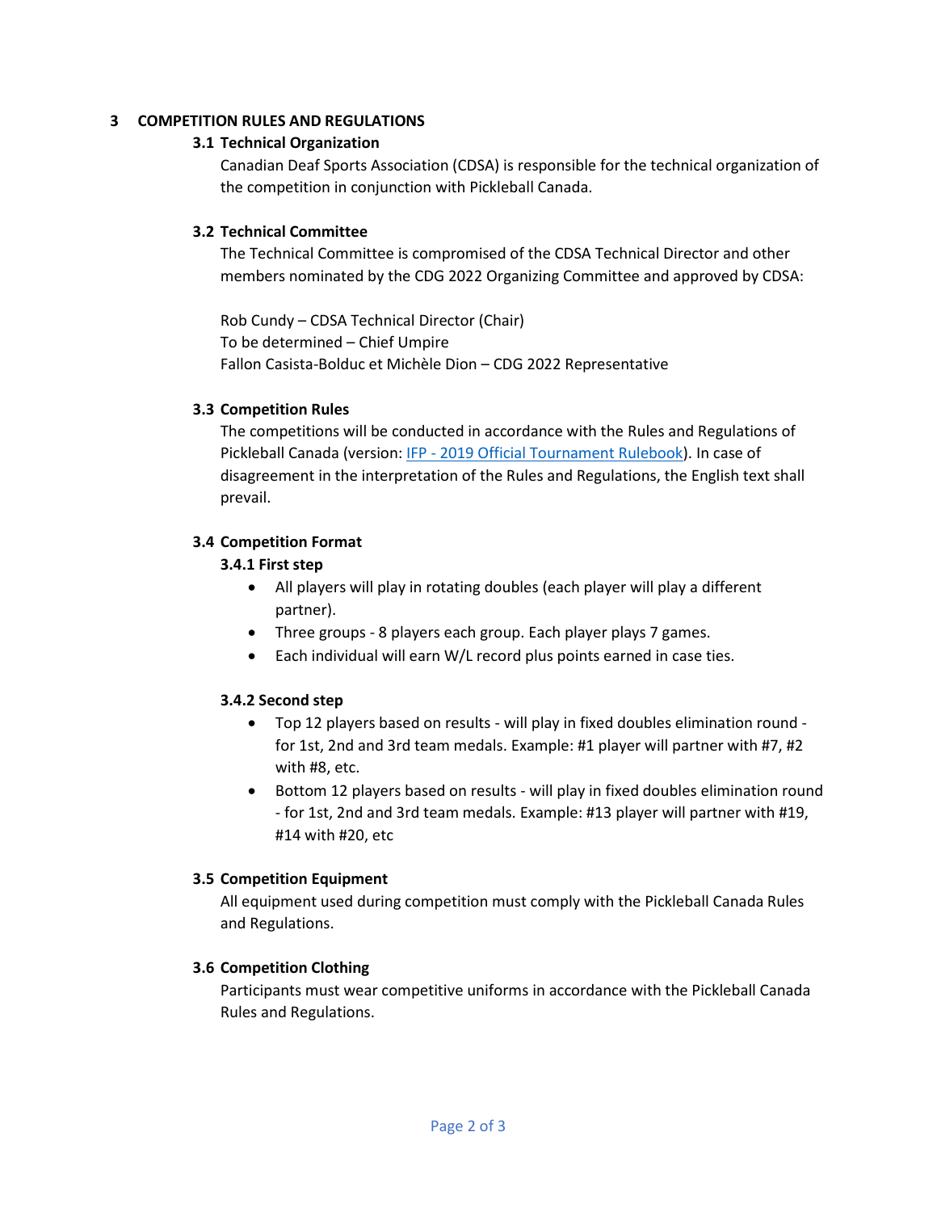# 3 COMPETITION RULES AND REGULATIONS

## 3.1 Technical Organization

Canadian Deaf Sports Association (CDSA) is responsible for the technical organization of the competition in conjunction with Pickleball Canada.

## 3.2 Technical Committee

The Technical Committee is compromised of the CDSA Technical Director and other members nominated by the CDG 2022 Organizing Committee and approved by CDSA:

Rob Cundy – CDSA Technical Director (Chair)
To be determined – Chief Umpire
Fallon Casista-Bolduc et Michèle Dion – CDG 2022 Representative

## 3.3 Competition Rules

The competitions will be conducted in accordance with the Rules and Regulations of Pickleball Canada (version: IFP - 2019 Official Tournament Rulebook). In case of disagreement in the interpretation of the Rules and Regulations, the English text shall prevail.

## 3.4 Competition Format

### 3.4.1 First step

- All players will play in rotating doubles (each player will play a different partner).
- Three groups - 8 players each group. Each player plays 7 games.
- Each individual will earn W/L record plus points earned in case ties.

### 3.4.2 Second step

- Top 12 players based on results - will play in fixed doubles elimination round - for 1st, 2nd and 3rd team medals. Example: #1 player will partner with #7, #2 with #8, etc.
- Bottom 12 players based on results - will play in fixed doubles elimination round - for 1st, 2nd and 3rd team medals. Example: #13 player will partner with #19, #14 with #20, etc

## 3.5 Competition Equipment

All equipment used during competition must comply with the Pickleball Canada Rules and Regulations.

## 3.6 Competition Clothing

Participants must wear competitive uniforms in accordance with the Pickleball Canada Rules and Regulations.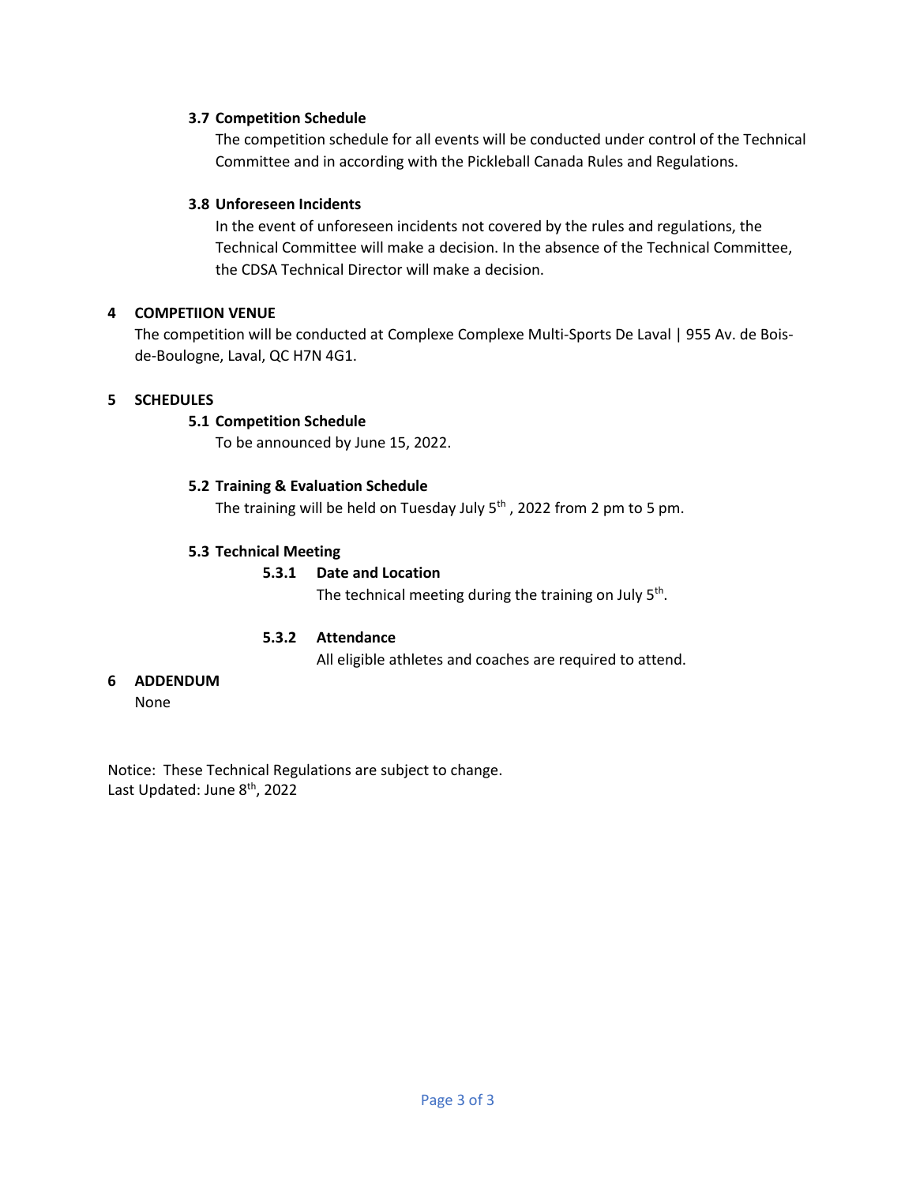### 3.7 Competition Schedule

The competition schedule for all events will be conducted under control of the Technical Committee and in according with the Pickleball Canada Rules and Regulations.

### 3.8 Unforeseen Incidents

In the event of unforeseen incidents not covered by the rules and regulations, the Technical Committee will make a decision. In the absence of the Technical Committee, the CDSA Technical Director will make a decision.

## 4 COMPETIION VENUE

The competition will be conducted at Complexe Complexe Multi-Sports De Laval | 955 Av. de Bois-de-Boulogne, Laval, QC H7N 4G1.

## 5 SCHEDULES

### 5.1 Competition Schedule

To be announced by June 15, 2022.

### 5.2 Training & Evaluation Schedule

The training will be held on Tuesday July 5th , 2022 from 2 pm to 5 pm.

### 5.3 Technical Meeting

#### 5.3.1 Date and Location

The technical meeting during the training on July 5th.

#### 5.3.2 Attendance

All eligible athletes and coaches are required to attend.

## 6 ADDENDUM

None

Notice: These Technical Regulations are subject to change.
Last Updated: June 8th, 2022